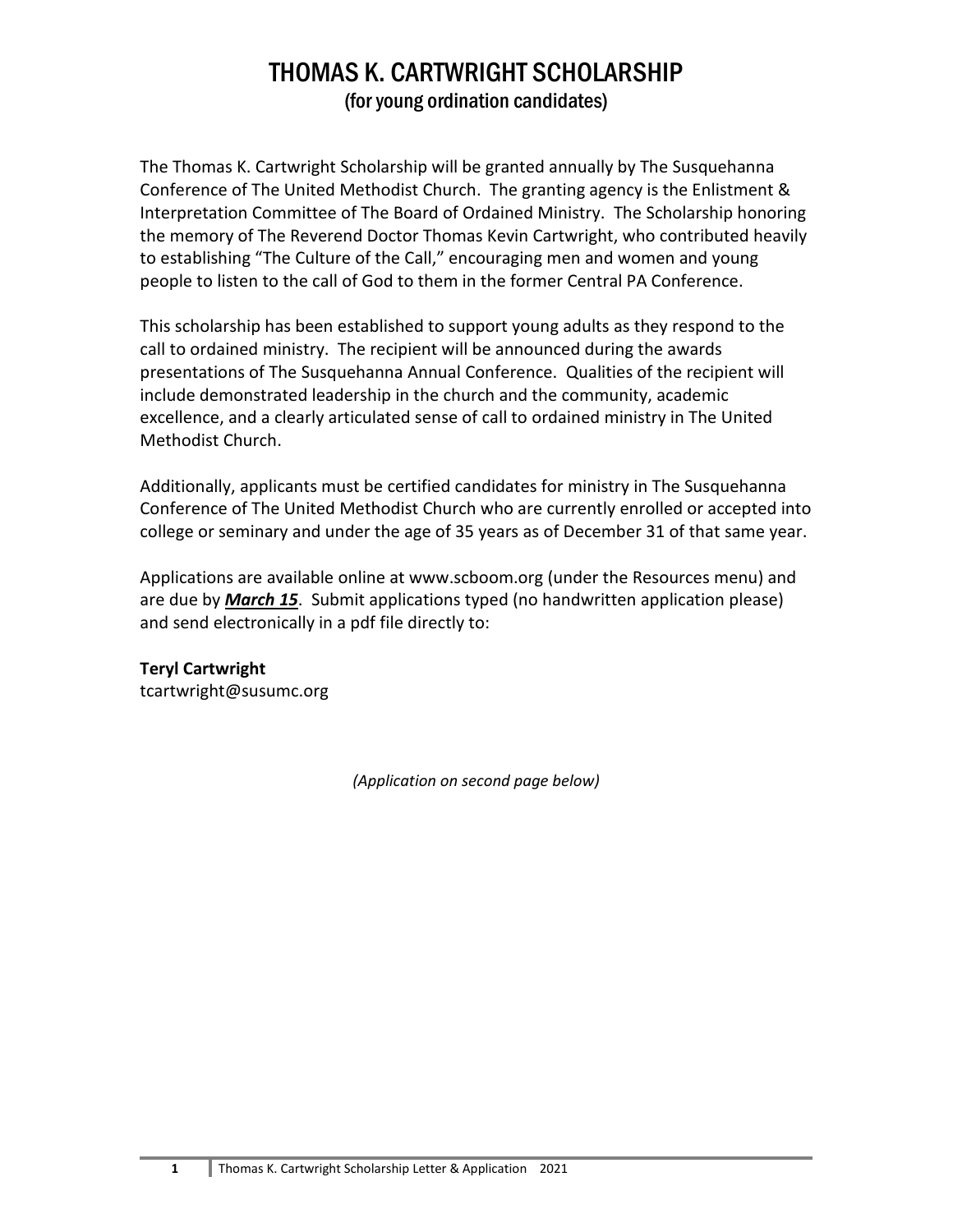# THOMAS K. CARTWRIGHT SCHOLARSHIP

## (for young ordination candidates)

The Thomas K. Cartwright Scholarship will be granted annually by The Susquehanna Conference of The United Methodist Church. The granting agency is the Enlistment & Interpretation Committee of The Board of Ordained Ministry. The Scholarship honoring the memory of The Reverend Doctor Thomas Kevin Cartwright, who contributed heavily to establishing "The Culture of the Call," encouraging men and women and young people to listen to the call of God to them in the former Central PA Conference.

This scholarship has been established to support young adults as they respond to the call to ordained ministry. The recipient will be announced during the awards presentations of The Susquehanna Annual Conference. Qualities of the recipient will include demonstrated leadership in the church and the community, academic excellence, and a clearly articulated sense of call to ordained ministry in The United Methodist Church.

Additionally, applicants must be certified candidates for ministry in The Susquehanna Conference of The United Methodist Church who are currently enrolled or accepted into college or seminary and under the age of 35 years as of December 31 of that same year.

Applications are available online at www.scboom.org (under the Resources menu) and are due by ***March 15***. Submit applications typed (no handwritten application please) and send electronically in a pdf file directly to:

**Teryl Cartwright**
tcartwright@susumc.org

*(Application on second page below)*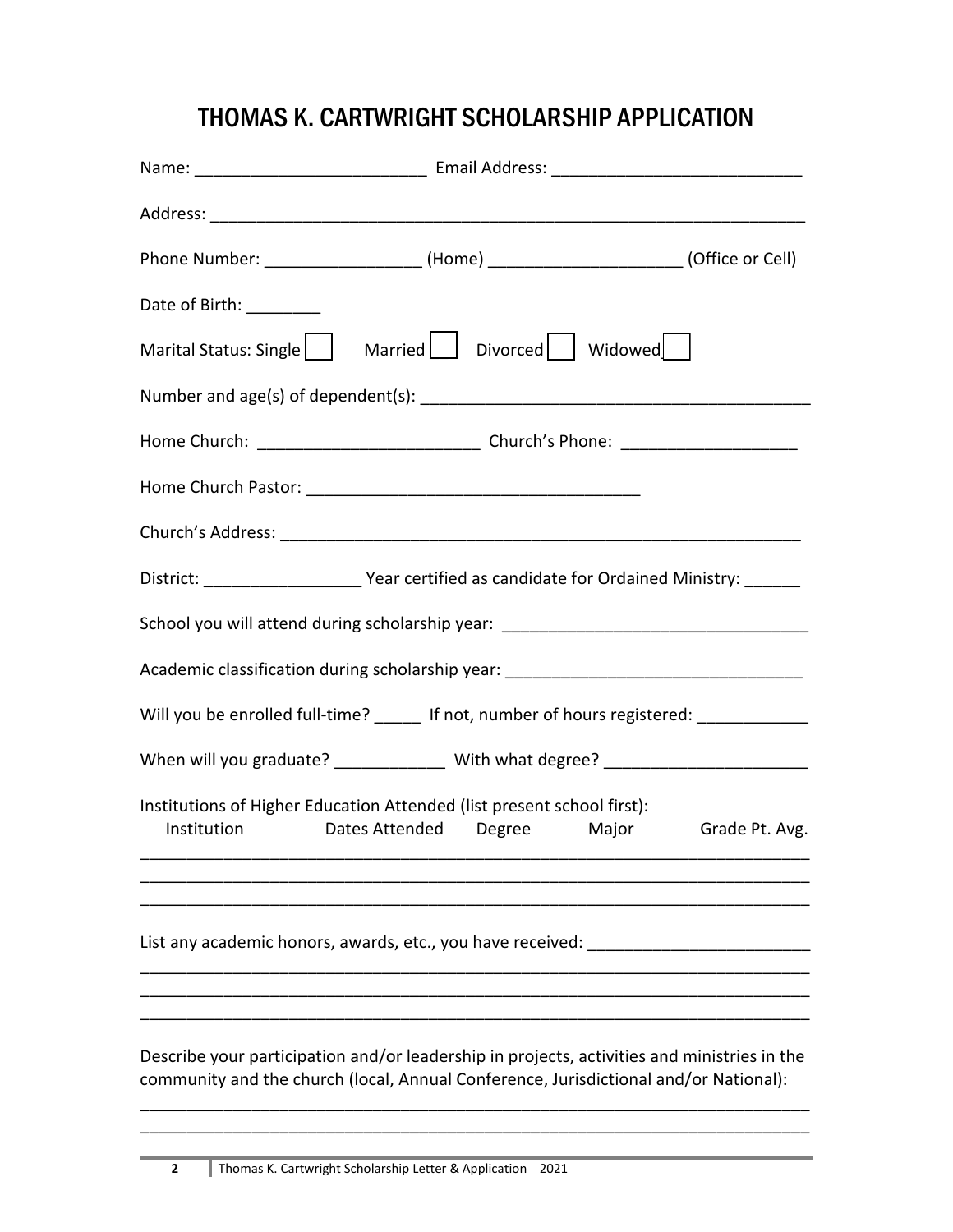# THOMAS K. CARTWRIGHT SCHOLARSHIP APPLICATION

Name: ________________________ Email Address: __________________________

Address: _________________________________________________________________

Phone Number: ________________ (Home) ___________________ (Office or Cell)

Date of Birth: ________

Marital Status: Single ☐ Married ☐ Divorced ☐ Widowed ☐

Number and age(s) of dependent(s): ________________________________________

Home Church: _______________________ Church's Phone: __________________

Home Church Pastor: __________________________________

Church's Address: ______________________________________________________

District: ________________ Year certified as candidate for Ordained Ministry: ______

School you will attend during scholarship year: ________________________________

Academic classification during scholarship year: _______________________________

Will you be enrolled full-time? _____ If not, number of hours registered: ___________

When will you graduate? ___________ With what degree? _____________________

Institutions of Higher Education Attended (list present school first):

| Institution | Dates Attended | Degree | Major | Grade Pt. Avg. |
|---|---|---|---|---|
| | | | | |
| | | | | |
| | | | | |

List any academic honors, awards, etc., you have received: _______________________

_________________________________________________________________________

_________________________________________________________________________

_________________________________________________________________________

Describe your participation and/or leadership in projects, activities and ministries in the community and the church (local, Annual Conference, Jurisdictional and/or National):

_________________________________________________________________________

_________________________________________________________________________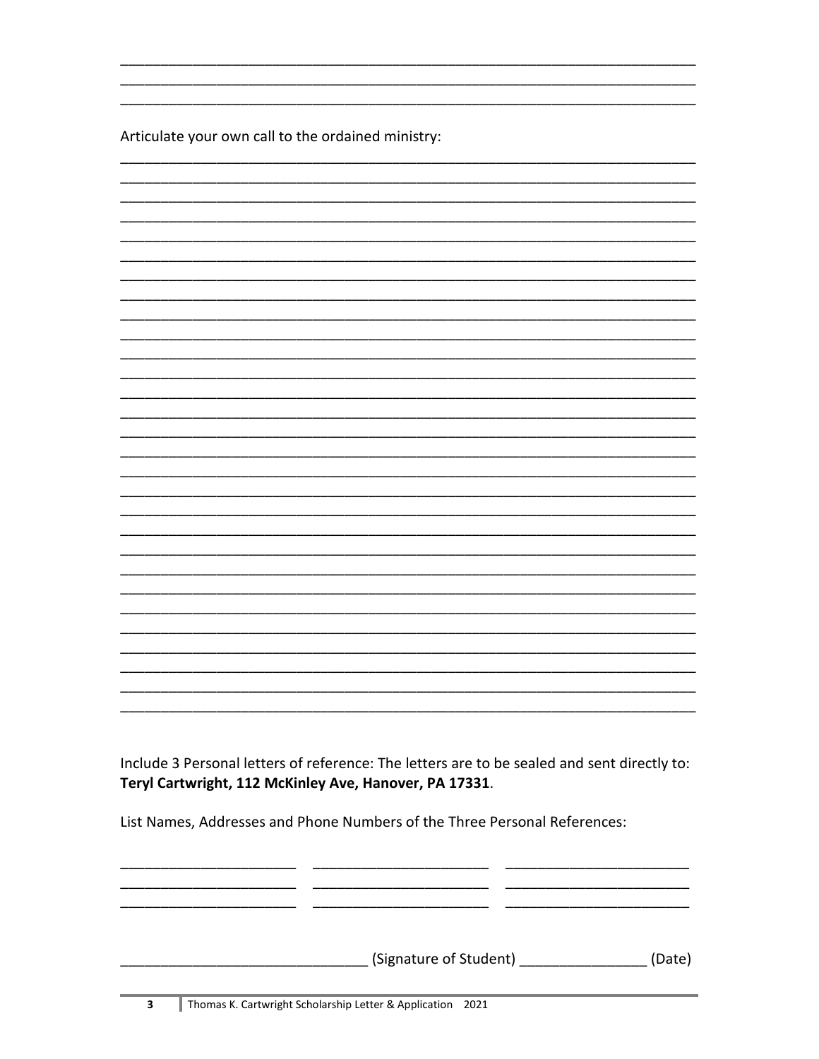Articulate your own call to the ordained ministry:

Include 3 Personal letters of reference: The letters are to be sealed and sent directly to: **Teryl Cartwright, 112 McKinley Ave, Hanover, PA 17331**.

List Names, Addresses and Phone Numbers of the Three Personal References:

______________________ (Signature of Student) ______________ (Date)